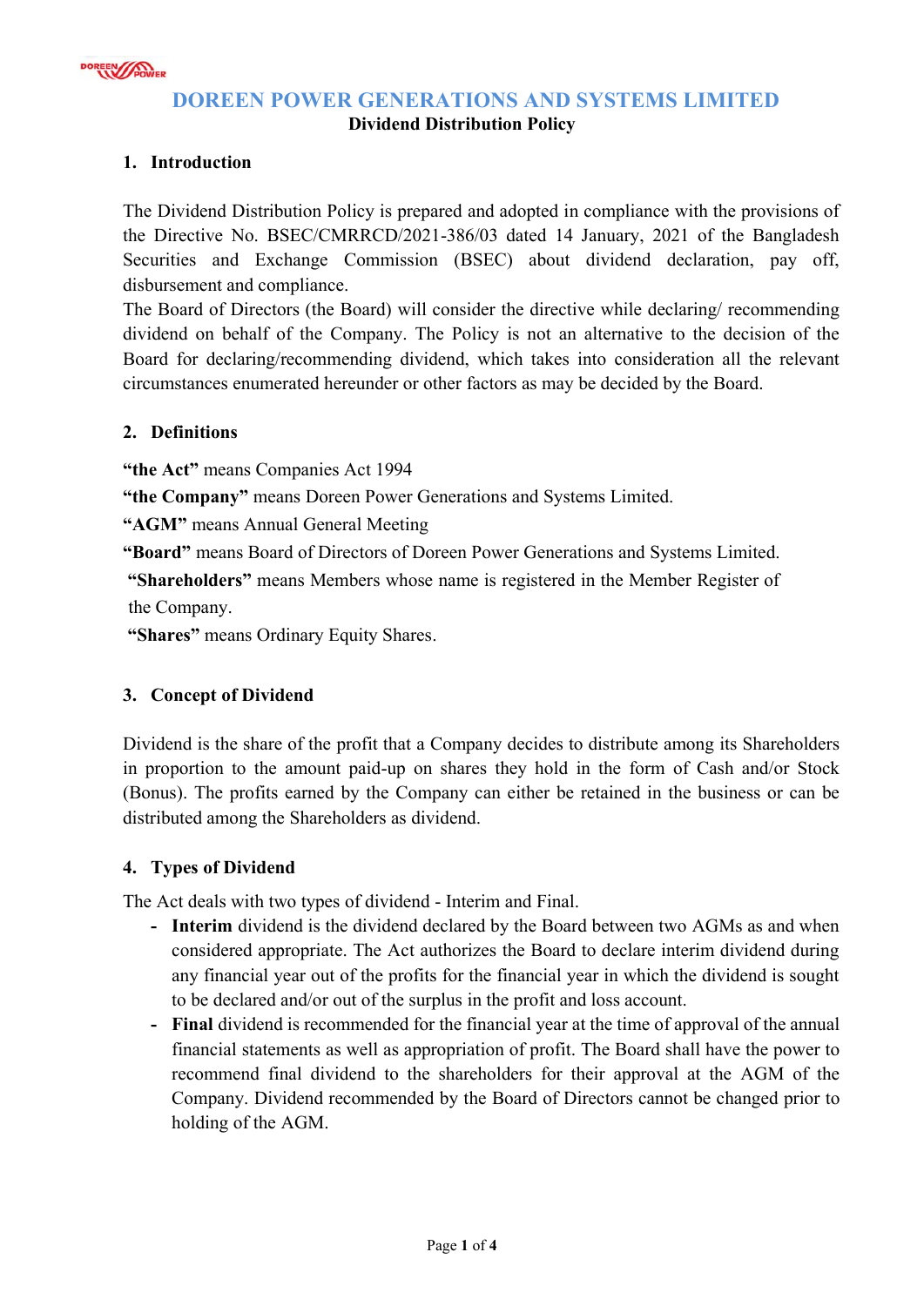# DOREEN POWER GENERATIONS AND SYSTEMS LIMITED

## Dividend Distribution Policy

### 1. Introduction

The Dividend Distribution Policy is prepared and adopted in compliance with the provisions of the Directive No. BSEC/CMRRCD/2021-386/03 dated 14 January, 2021 of the Bangladesh Securities and Exchange Commission (BSEC) about dividend declaration, pay off, disbursement and compliance.

The Board of Directors (the Board) will consider the directive while declaring/ recommending dividend on behalf of the Company. The Policy is not an alternative to the decision of the Board for declaring/recommending dividend, which takes into consideration all the relevant circumstances enumerated hereunder or other factors as may be decided by the Board.

### 2. Definitions

**"the Act"** means Companies Act 1994

**"the Company"** means Doreen Power Generations and Systems Limited.

**"AGM"** means Annual General Meeting

**"Board"** means Board of Directors of Doreen Power Generations and Systems Limited.

**"Shareholders"** means Members whose name is registered in the Member Register of the Company.

**"Shares"** means Ordinary Equity Shares.

### 3. Concept of Dividend

Dividend is the share of the profit that a Company decides to distribute among its Shareholders in proportion to the amount paid-up on shares they hold in the form of Cash and/or Stock (Bonus). The profits earned by the Company can either be retained in the business or can be distributed among the Shareholders as dividend.

### 4. Types of Dividend

The Act deals with two types of dividend - Interim and Final.

- **Interim** dividend is the dividend declared by the Board between two AGMs as and when considered appropriate. The Act authorizes the Board to declare interim dividend during any financial year out of the profits for the financial year in which the dividend is sought to be declared and/or out of the surplus in the profit and loss account.
- **Final** dividend is recommended for the financial year at the time of approval of the annual financial statements as well as appropriation of profit. The Board shall have the power to recommend final dividend to the shareholders for their approval at the AGM of the Company. Dividend recommended by the Board of Directors cannot be changed prior to holding of the AGM.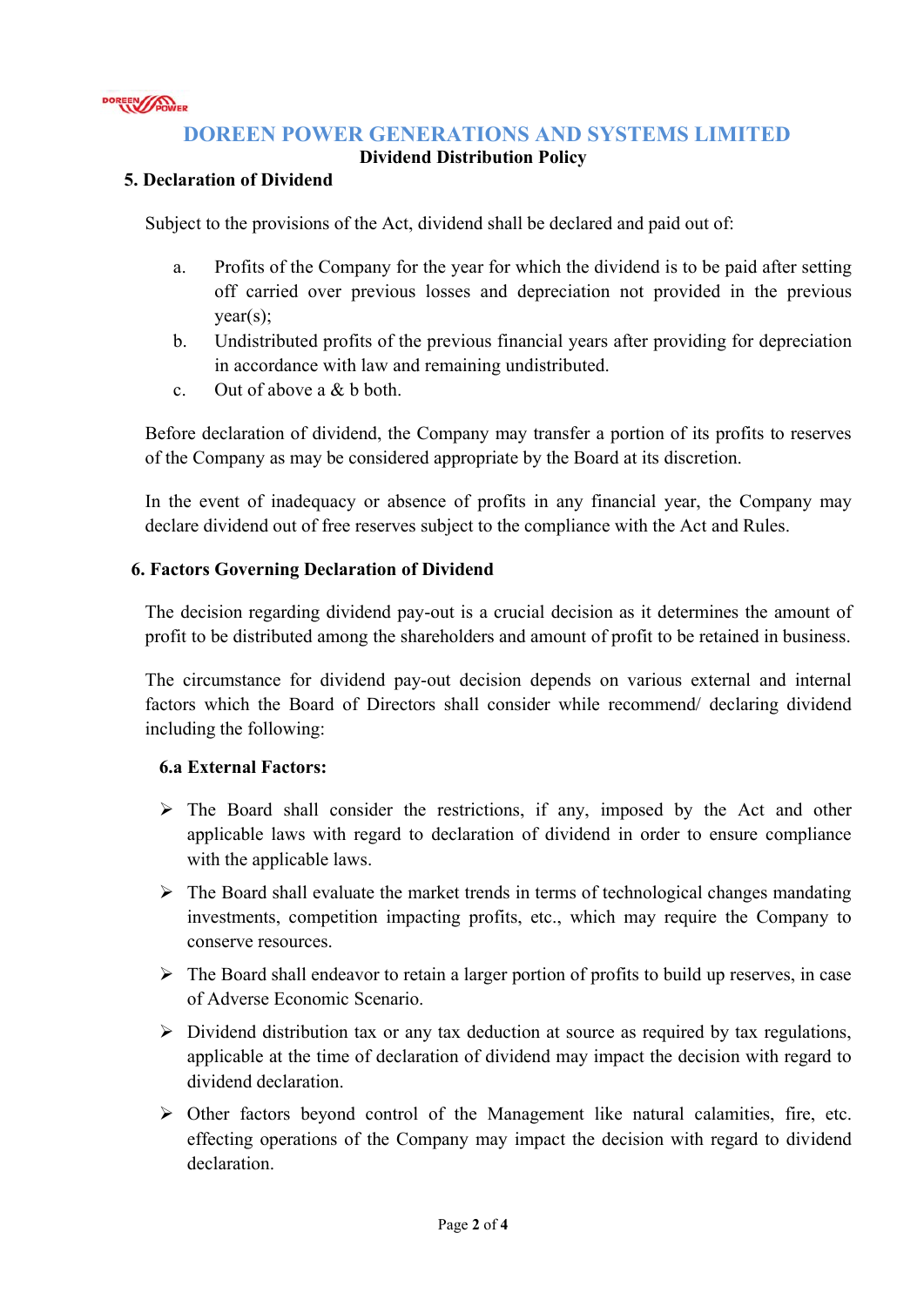# DOREEN POWER GENERATIONS AND SYSTEMS LIMITED

**Dividend Distribution Policy**

## 5. Declaration of Dividend

Subject to the provisions of the Act, dividend shall be declared and paid out of:

a. Profits of the Company for the year for which the dividend is to be paid after setting off carried over previous losses and depreciation not provided in the previous year(s);

b. Undistributed profits of the previous financial years after providing for depreciation in accordance with law and remaining undistributed.

c. Out of above a & b both.

Before declaration of dividend, the Company may transfer a portion of its profits to reserves of the Company as may be considered appropriate by the Board at its discretion.

In the event of inadequacy or absence of profits in any financial year, the Company may declare dividend out of free reserves subject to the compliance with the Act and Rules.

## 6. Factors Governing Declaration of Dividend

The decision regarding dividend pay-out is a crucial decision as it determines the amount of profit to be distributed among the shareholders and amount of profit to be retained in business.

The circumstance for dividend pay-out decision depends on various external and internal factors which the Board of Directors shall consider while recommend/ declaring dividend including the following:

### 6.a External Factors:

- The Board shall consider the restrictions, if any, imposed by the Act and other applicable laws with regard to declaration of dividend in order to ensure compliance with the applicable laws.
- The Board shall evaluate the market trends in terms of technological changes mandating investments, competition impacting profits, etc., which may require the Company to conserve resources.
- The Board shall endeavor to retain a larger portion of profits to build up reserves, in case of Adverse Economic Scenario.
- Dividend distribution tax or any tax deduction at source as required by tax regulations, applicable at the time of declaration of dividend may impact the decision with regard to dividend declaration.
- Other factors beyond control of the Management like natural calamities, fire, etc. effecting operations of the Company may impact the decision with regard to dividend declaration.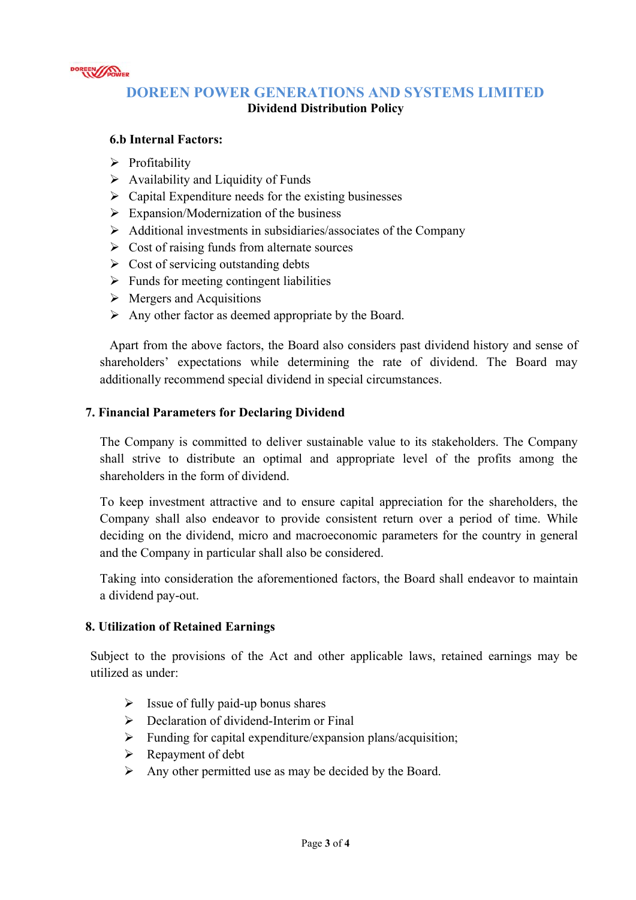#### 6.b Internal Factors:

- Profitability
- Availability and Liquidity of Funds
- Capital Expenditure needs for the existing businesses
- Expansion/Modernization of the business
- Additional investments in subsidiaries/associates of the Company
- Cost of raising funds from alternate sources
- Cost of servicing outstanding debts
- Funds for meeting contingent liabilities
- Mergers and Acquisitions
- Any other factor as deemed appropriate by the Board.

Apart from the above factors, the Board also considers past dividend history and sense of shareholders' expectations while determining the rate of dividend. The Board may additionally recommend special dividend in special circumstances.

### 7. Financial Parameters for Declaring Dividend

The Company is committed to deliver sustainable value to its stakeholders. The Company shall strive to distribute an optimal and appropriate level of the profits among the shareholders in the form of dividend.

To keep investment attractive and to ensure capital appreciation for the shareholders, the Company shall also endeavor to provide consistent return over a period of time. While deciding on the dividend, micro and macroeconomic parameters for the country in general and the Company in particular shall also be considered.

Taking into consideration the aforementioned factors, the Board shall endeavor to maintain a dividend pay-out.

### 8. Utilization of Retained Earnings

Subject to the provisions of the Act and other applicable laws, retained earnings may be utilized as under:

- Issue of fully paid-up bonus shares
- Declaration of dividend-Interim or Final
- Funding for capital expenditure/expansion plans/acquisition;
- Repayment of debt
- Any other permitted use as may be decided by the Board.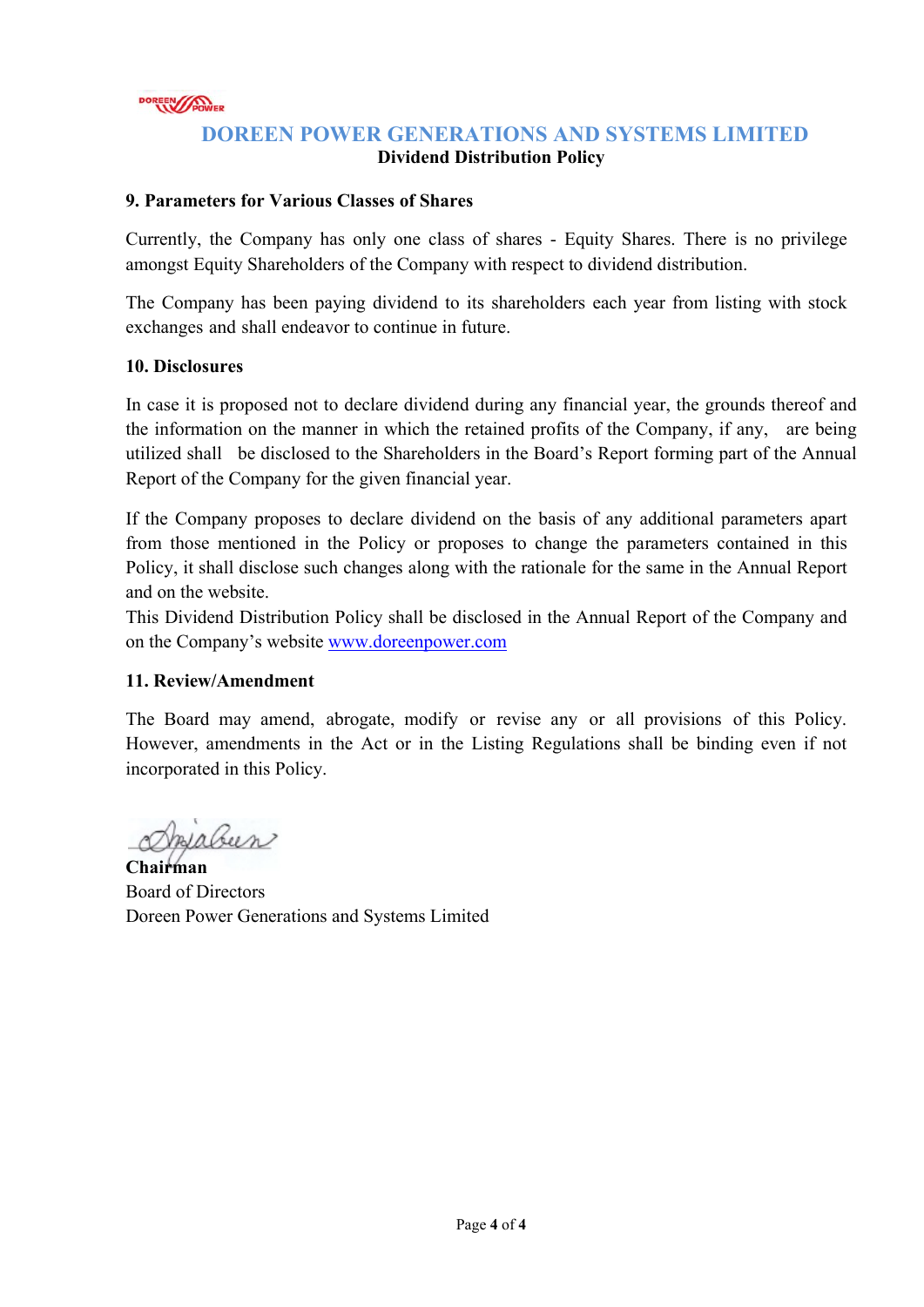## 9. Parameters for Various Classes of Shares

Currently, the Company has only one class of shares - Equity Shares. There is no privilege amongst Equity Shareholders of the Company with respect to dividend distribution.

The Company has been paying dividend to its shareholders each year from listing with stock exchanges and shall endeavor to continue in future.

## 10. Disclosures

In case it is proposed not to declare dividend during any financial year, the grounds thereof and the information on the manner in which the retained profits of the Company, if any, are being utilized shall be disclosed to the Shareholders in the Board's Report forming part of the Annual Report of the Company for the given financial year.

If the Company proposes to declare dividend on the basis of any additional parameters apart from those mentioned in the Policy or proposes to change the parameters contained in this Policy, it shall disclose such changes along with the rationale for the same in the Annual Report and on the website.

This Dividend Distribution Policy shall be disclosed in the Annual Report of the Company and on the Company's website www.doreenpower.com

## 11. Review/Amendment

The Board may amend, abrogate, modify or revise any or all provisions of this Policy. However, amendments in the Act or in the Listing Regulations shall be binding even if not incorporated in this Policy.

**Chairman**
Board of Directors
Doreen Power Generations and Systems Limited